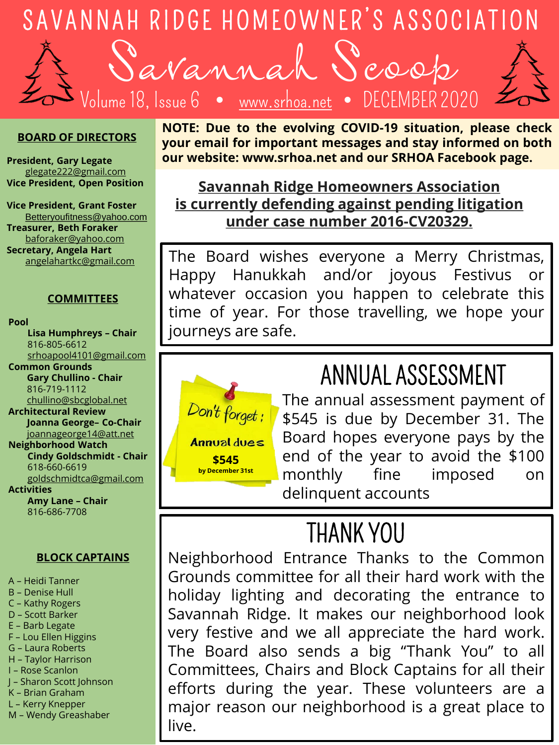# SAVANNAH RIDGE HOMEOWNER'S ASSOCIATION

# Savannah Scoop

Volume 18, Issue 6 • www.srhoa.net • DECEMBER 2020

## BOARD OF DIRECTORS

**President, Gary Legate**
glegate222@gmail.com
**Vice President, Open Position**

**Vice President, Grant Foster**
Betteryoufitness@yahoo.com
**Treasurer, Beth Foraker**
baforaker@yahoo.com
**Secretary, Angela Hart**
angelahartkc@gmail.com

## COMMITTEES

**Pool**
**Lisa Humphreys – Chair**
816-805-6612
srhoapool4101@gmail.com

**Common Grounds**
**Gary Chullino - Chair**
816-719-1112
chullino@sbcglobal.net

**Architectural Review**
**Joanna George– Co-Chair**
joannageorge14@att.net

**Neighborhood Watch**
**Cindy Goldschmidt - Chair**
618-660-6619
goldschmidtca@gmail.com

**Activities**
**Amy Lane – Chair**
816-686-7708

## BLOCK CAPTAINS

A – Heidi Tanner
B – Denise Hull
C – Kathy Rogers
D – Scott Barker
E – Barb Legate
F – Lou Ellen Higgins
G – Laura Roberts
H – Taylor Harrison
I – Rose Scanlon
J – Sharon Scott Johnson
K – Brian Graham
L – Kerry Knepper
M – Wendy Greashaber

**NOTE: Due to the evolving COVID-19 situation, please check your email for important messages and stay informed on both our website: www.srhoa.net and our SRHOA Facebook page.**

**Savannah Ridge Homeowners Association is currently defending against pending litigation under case number 2016-CV20329.**

The Board wishes everyone a Merry Christmas, Happy Hanukkah and/or joyous Festivus or whatever occasion you happen to celebrate this time of year. For those travelling, we hope your journeys are safe.

## ANNUAL ASSESSMENT

Don't forget: Annual dues $545 by December 31st

The annual assessment payment of $545 is due by December 31. The Board hopes everyone pays by the end of the year to avoid the $100 monthly fine imposed on delinquent accounts

## THANK YOU

Neighborhood Entrance Thanks to the Common Grounds committee for all their hard work with the holiday lighting and decorating the entrance to Savannah Ridge. It makes our neighborhood look very festive and we all appreciate the hard work. The Board also sends a big "Thank You" to all Committees, Chairs and Block Captains for all their efforts during the year. These volunteers are a major reason our neighborhood is a great place to live.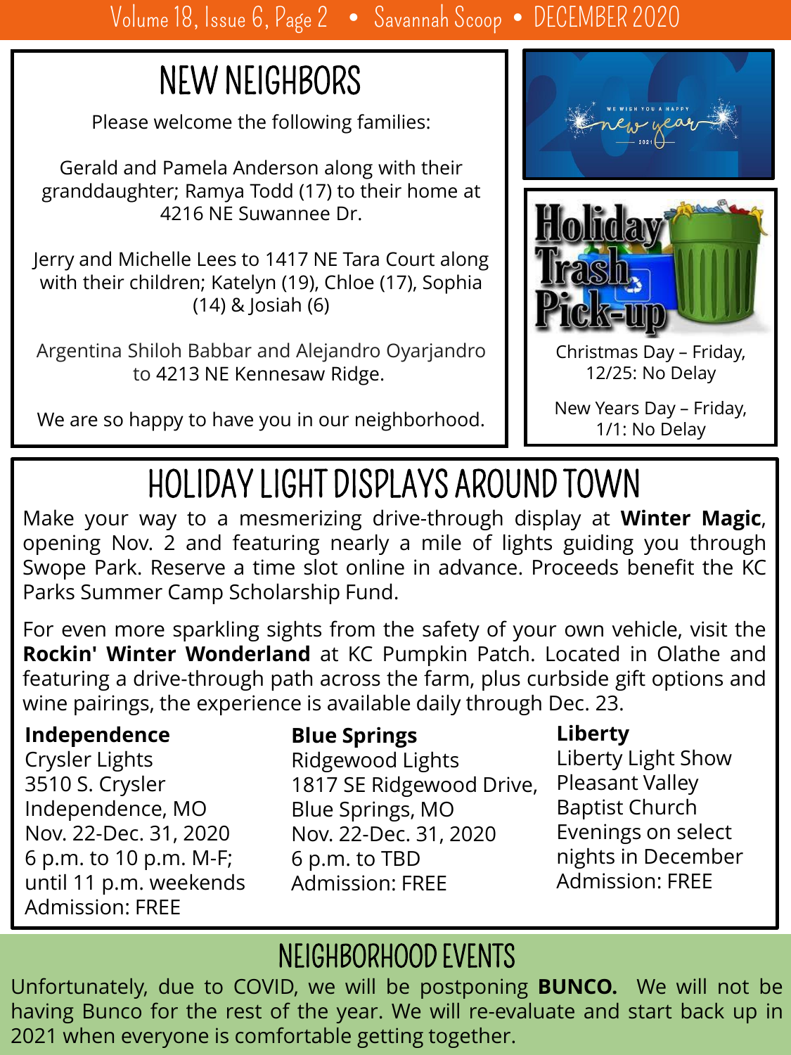## NEW NEIGHBORS

Please welcome the following families:

Gerald and Pamela Anderson along with their granddaughter; Ramya Todd (17) to their home at 4216 NE Suwannee Dr.

Jerry and Michelle Lees to 1417 NE Tara Court along with their children; Katelyn (19), Chloe (17), Sophia (14) & Josiah (6)

Argentina Shiloh Babbar and Alejandro Oyarjandro to 4213 NE Kennesaw Ridge.

We are so happy to have you in our neighborhood.

## Holiday Trash Pick-up

Christmas Day – Friday, 12/25: No Delay

New Years Day – Friday, 1/1: No Delay

## HOLIDAY LIGHT DISPLAYS AROUND TOWN

Make your way to a mesmerizing drive-through display at **Winter Magic**, opening Nov. 2 and featuring nearly a mile of lights guiding you through Swope Park. Reserve a time slot online in advance. Proceeds benefit the KC Parks Summer Camp Scholarship Fund.

For even more sparkling sights from the safety of your own vehicle, visit the **Rockin' Winter Wonderland** at KC Pumpkin Patch. Located in Olathe and featuring a drive-through path across the farm, plus curbside gift options and wine pairings, the experience is available daily through Dec. 23.

**Independence**
Crysler Lights
3510 S. Crysler
Independence, MO
Nov. 22-Dec. 31, 2020
6 p.m. to 10 p.m. M-F; until 11 p.m. weekends
Admission: FREE

**Blue Springs**
Ridgewood Lights
1817 SE Ridgewood Drive, Blue Springs, MO
Nov. 22-Dec. 31, 2020
6 p.m. to TBD
Admission: FREE

**Liberty**
Liberty Light Show
Pleasant Valley Baptist Church
Evenings on select nights in December
Admission: FREE

## NEIGHBORHOOD EVENTS

Unfortunately, due to COVID, we will be postponing **BUNCO.** We will not be having Bunco for the rest of the year. We will re-evaluate and start back up in 2021 when everyone is comfortable getting together.